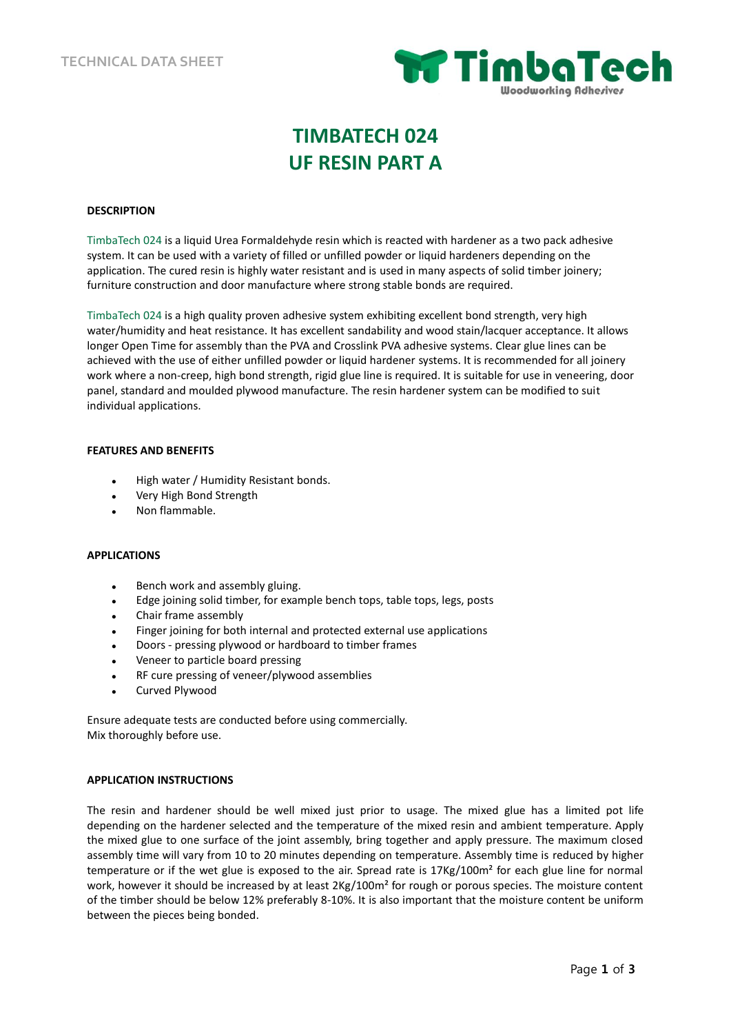TECHNICAL DATA SHEET

TimbaTech
Woodworking Adhesives

# TIMBATECH 024
# UF RESIN PART A

**DESCRIPTION**

TimbaTech 024 is a liquid Urea Formaldehyde resin which is reacted with hardener as a two pack adhesive system. It can be used with a variety of filled or unfilled powder or liquid hardeners depending on the application. The cured resin is highly water resistant and is used in many aspects of solid timber joinery; furniture construction and door manufacture where strong stable bonds are required.

TimbaTech 024 is a high quality proven adhesive system exhibiting excellent bond strength, very high water/humidity and heat resistance. It has excellent sandability and wood stain/lacquer acceptance. It allows longer Open Time for assembly than the PVA and Crosslink PVA adhesive systems. Clear glue lines can be achieved with the use of either unfilled powder or liquid hardener systems. It is recommended for all joinery work where a non-creep, high bond strength, rigid glue line is required. It is suitable for use in veneering, door panel, standard and moulded plywood manufacture. The resin hardener system can be modified to suit individual applications.

**FEATURES AND BENEFITS**

- High water / Humidity Resistant bonds.
- Very High Bond Strength
- Non flammable.

**APPLICATIONS**

- Bench work and assembly gluing.
- Edge joining solid timber, for example bench tops, table tops, legs, posts
- Chair frame assembly
- Finger joining for both internal and protected external use applications
- Doors - pressing plywood or hardboard to timber frames
- Veneer to particle board pressing
- RF cure pressing of veneer/plywood assemblies
- Curved Plywood

Ensure adequate tests are conducted before using commercially.
Mix thoroughly before use.

**APPLICATION INSTRUCTIONS**

The resin and hardener should be well mixed just prior to usage. The mixed glue has a limited pot life depending on the hardener selected and the temperature of the mixed resin and ambient temperature. Apply the mixed glue to one surface of the joint assembly, bring together and apply pressure. The maximum closed assembly time will vary from 10 to 20 minutes depending on temperature. Assembly time is reduced by higher temperature or if the wet glue is exposed to the air. Spread rate is 17Kg/100m² for each glue line for normal work, however it should be increased by at least 2Kg/100m² for rough or porous species. The moisture content of the timber should be below 12% preferably 8-10%. It is also important that the moisture content be uniform between the pieces being bonded.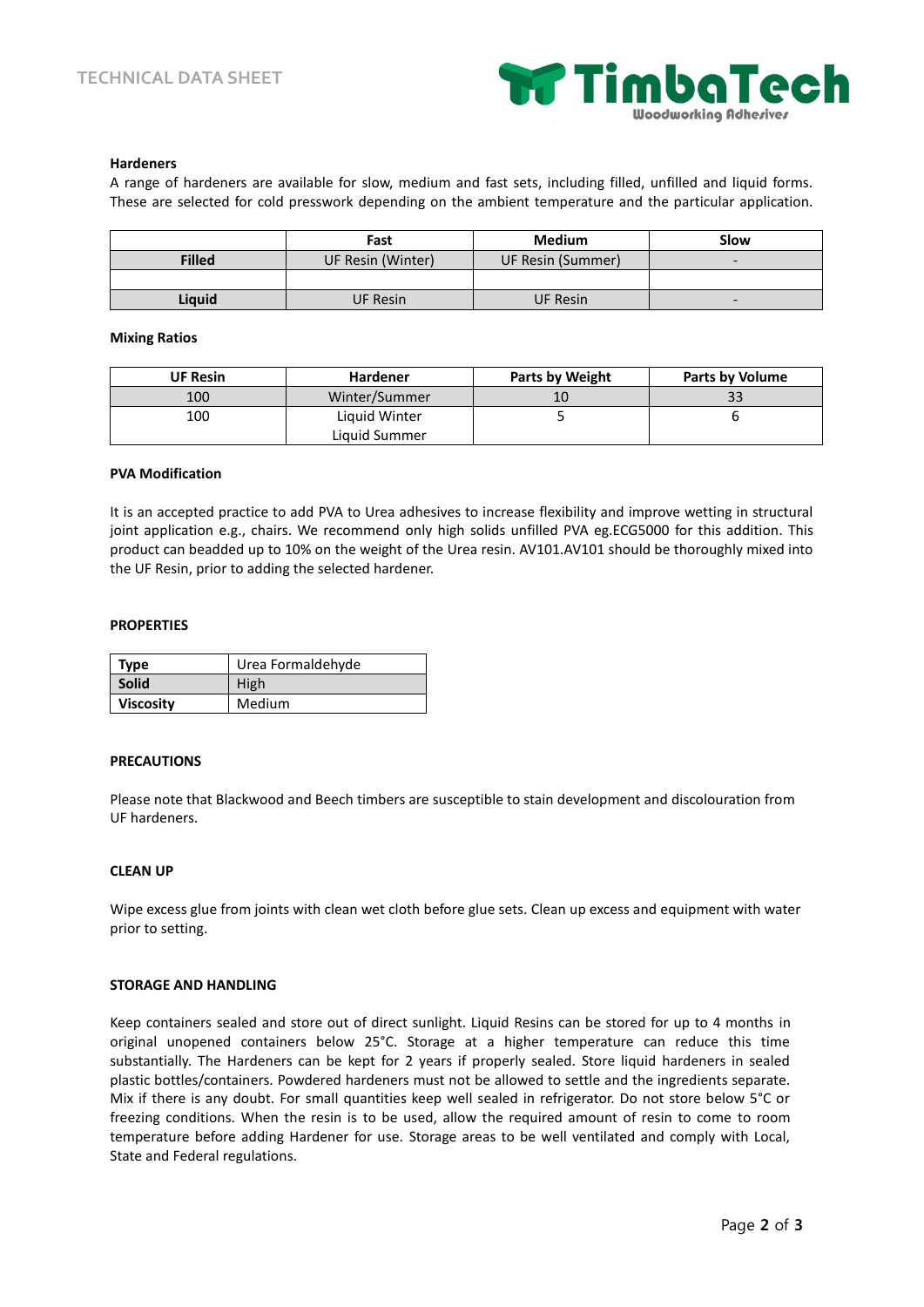**Hardeners**

A range of hardeners are available for slow, medium and fast sets, including filled, unfilled and liquid forms. These are selected for cold presswork depending on the ambient temperature and the particular application.

| | Fast | Medium | Slow |
|---|---|---|---|
| **Filled** | UF Resin (Winter) | UF Resin (Summer) | - |
| | | | |
| **Liquid** | UF Resin | UF Resin | - |

**Mixing Ratios**

| UF Resin | Hardener | Parts by Weight | Parts by Volume |
|---|---|---|---|
| 100 | Winter/Summer | 10 | 33 |
| 100 | Liquid Winter<br>Liquid Summer | 5 | 6 |

**PVA Modification**

It is an accepted practice to add PVA to Urea adhesives to increase flexibility and improve wetting in structural joint application e.g., chairs. We recommend only high solids unfilled PVA eg.ECG5000 for this addition. This product can beadded up to 10% on the weight of the Urea resin. AV101.AV101 should be thoroughly mixed into the UF Resin, prior to adding the selected hardener.

**PROPERTIES**

| | |
|---|---|
| **Type** | Urea Formaldehyde |
| **Solid** | High |
| **Viscosity** | Medium |

**PRECAUTIONS**

Please note that Blackwood and Beech timbers are susceptible to stain development and discolouration from UF hardeners.

**CLEAN UP**

Wipe excess glue from joints with clean wet cloth before glue sets. Clean up excess and equipment with water prior to setting.

**STORAGE AND HANDLING**

Keep containers sealed and store out of direct sunlight. Liquid Resins can be stored for up to 4 months in original unopened containers below 25°C. Storage at a higher temperature can reduce this time substantially. The Hardeners can be kept for 2 years if properly sealed. Store liquid hardeners in sealed plastic bottles/containers. Powdered hardeners must not be allowed to settle and the ingredients separate. Mix if there is any doubt. For small quantities keep well sealed in refrigerator. Do not store below 5°C or freezing conditions. When the resin is to be used, allow the required amount of resin to come to room temperature before adding Hardener for use. Storage areas to be well ventilated and comply with Local, State and Federal regulations.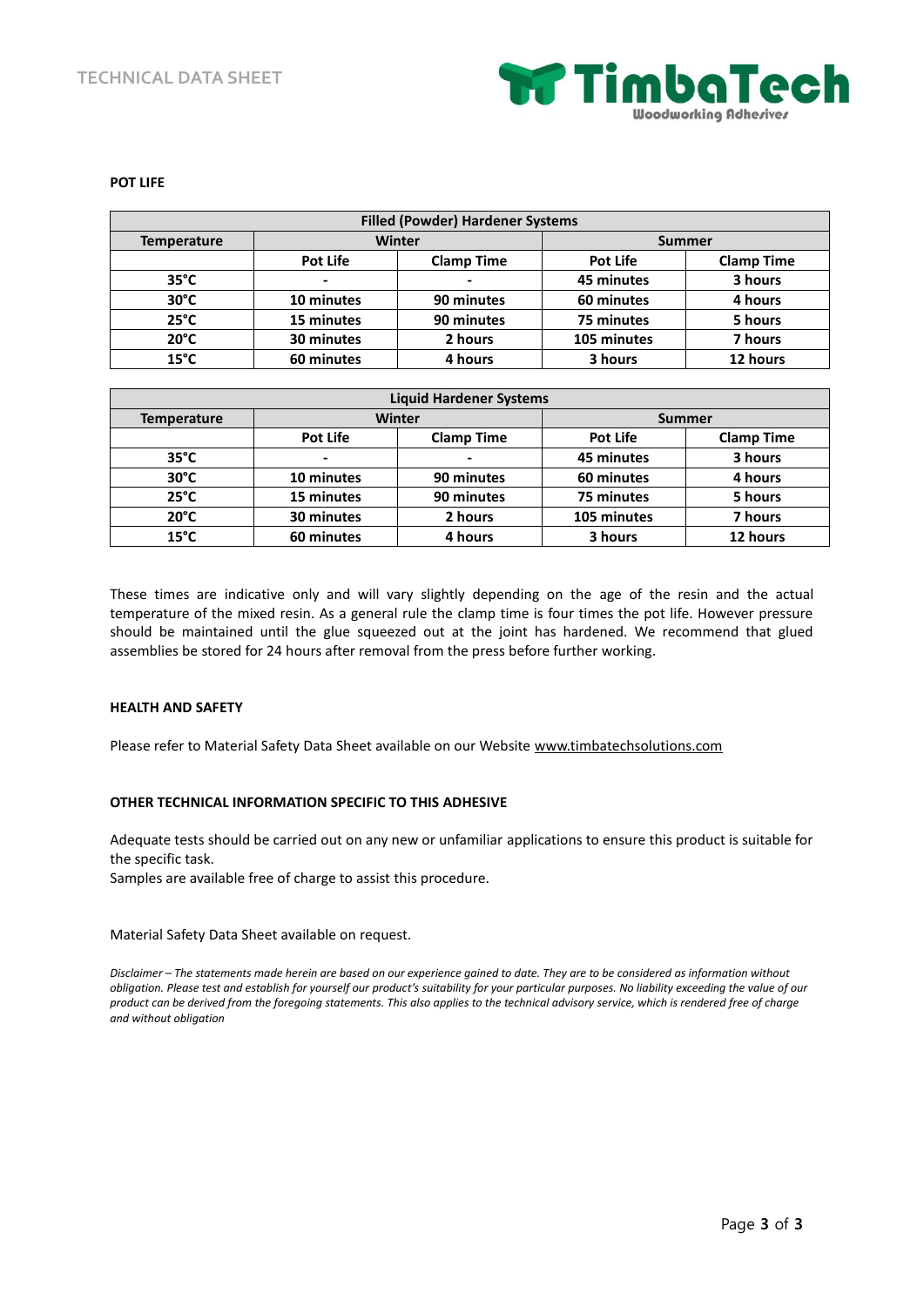**POT LIFE**

| Filled (Powder) Hardener Systems | | | | |
|---|---|---|---|---|
| **Temperature** | **Winter** | | **Summer** | |
| | **Pot Life** | **Clamp Time** | **Pot Life** | **Clamp Time** |
| **35°C** | - | - | **45 minutes** | **3 hours** |
| **30°C** | **10 minutes** | **90 minutes** | **60 minutes** | **4 hours** |
| **25°C** | **15 minutes** | **90 minutes** | **75 minutes** | **5 hours** |
| **20°C** | **30 minutes** | **2 hours** | **105 minutes** | **7 hours** |
| **15°C** | **60 minutes** | **4 hours** | **3 hours** | **12 hours** |

| Liquid Hardener Systems | | | | |
|---|---|---|---|---|
| **Temperature** | **Winter** | | **Summer** | |
| | **Pot Life** | **Clamp Time** | **Pot Life** | **Clamp Time** |
| **35°C** | - | - | **45 minutes** | **3 hours** |
| **30°C** | **10 minutes** | **90 minutes** | **60 minutes** | **4 hours** |
| **25°C** | **15 minutes** | **90 minutes** | **75 minutes** | **5 hours** |
| **20°C** | **30 minutes** | **2 hours** | **105 minutes** | **7 hours** |
| **15°C** | **60 minutes** | **4 hours** | **3 hours** | **12 hours** |

These times are indicative only and will vary slightly depending on the age of the resin and the actual temperature of the mixed resin. As a general rule the clamp time is four times the pot life. However pressure should be maintained until the glue squeezed out at the joint has hardened. We recommend that glued assemblies be stored for 24 hours after removal from the press before further working.

**HEALTH AND SAFETY**

Please refer to Material Safety Data Sheet available on our Website www.timbatechsolutions.com

**OTHER TECHNICAL INFORMATION SPECIFIC TO THIS ADHESIVE**

Adequate tests should be carried out on any new or unfamiliar applications to ensure this product is suitable for the specific task.
Samples are available free of charge to assist this procedure.

Material Safety Data Sheet available on request.

*Disclaimer – The statements made herein are based on our experience gained to date. They are to be considered as information without obligation. Please test and establish for yourself our product's suitability for your particular purposes. No liability exceeding the value of our product can be derived from the foregoing statements. This also applies to the technical advisory service, which is rendered free of charge and without obligation*